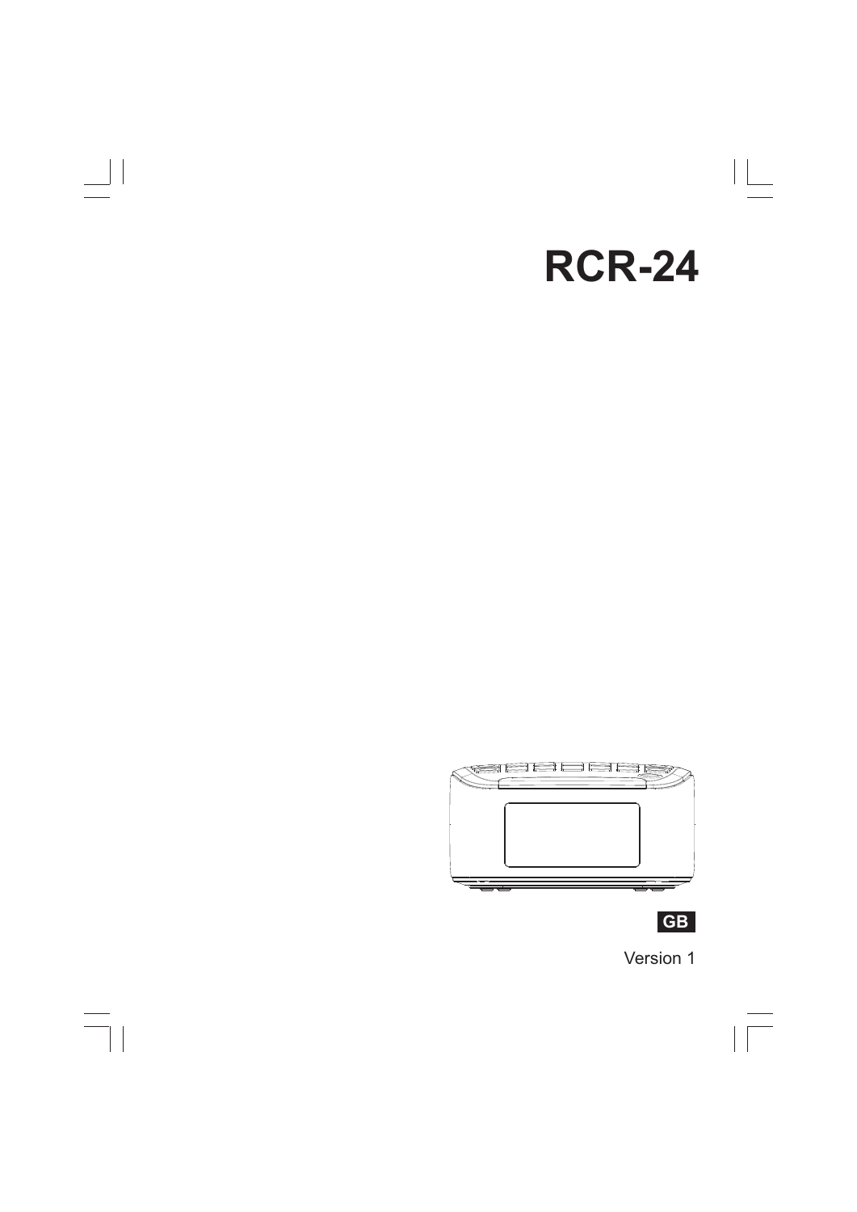# RCR-24

GB

Version 1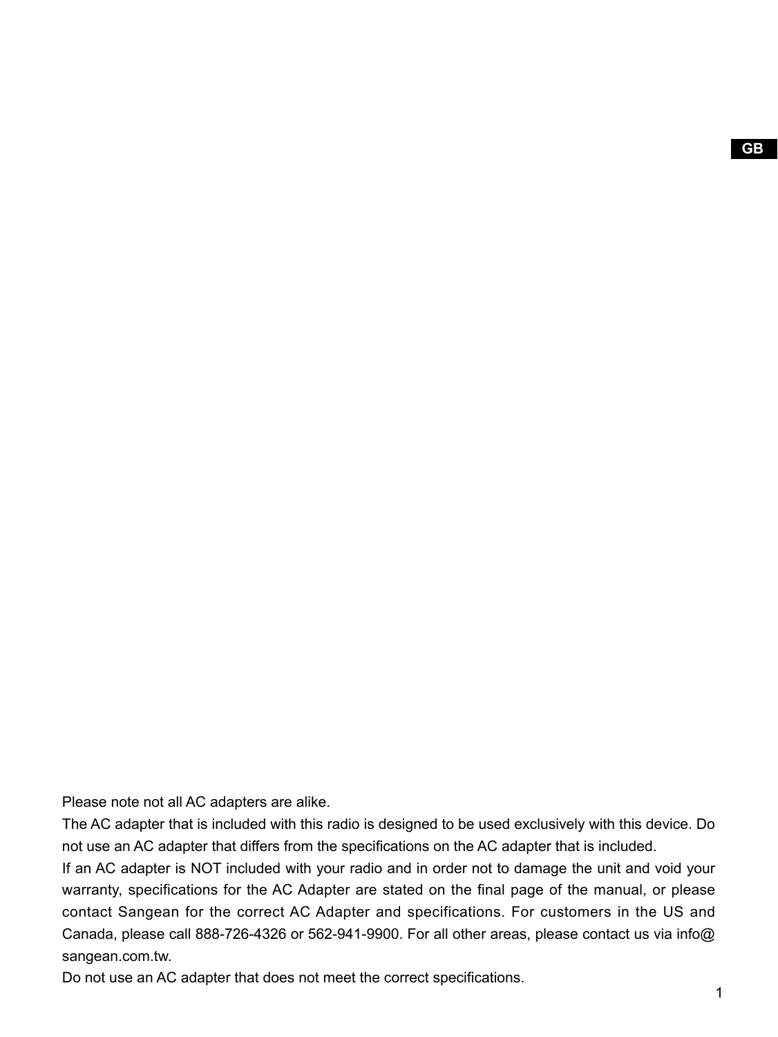Please note not all AC adapters are alike.

The AC adapter that is included with this radio is designed to be used exclusively with this device. Do not use an AC adapter that differs from the specifications on the AC adapter that is included.

If an AC adapter is NOT included with your radio and in order not to damage the unit and void your warranty, specifications for the AC Adapter are stated on the final page of the manual, or please contact Sangean for the correct AC Adapter and specifications. For customers in the US and Canada, please call 888-726-4326 or 562-941-9900. For all other areas, please contact us via info@sangean.com.tw.

Do not use an AC adapter that does not meet the correct specifications.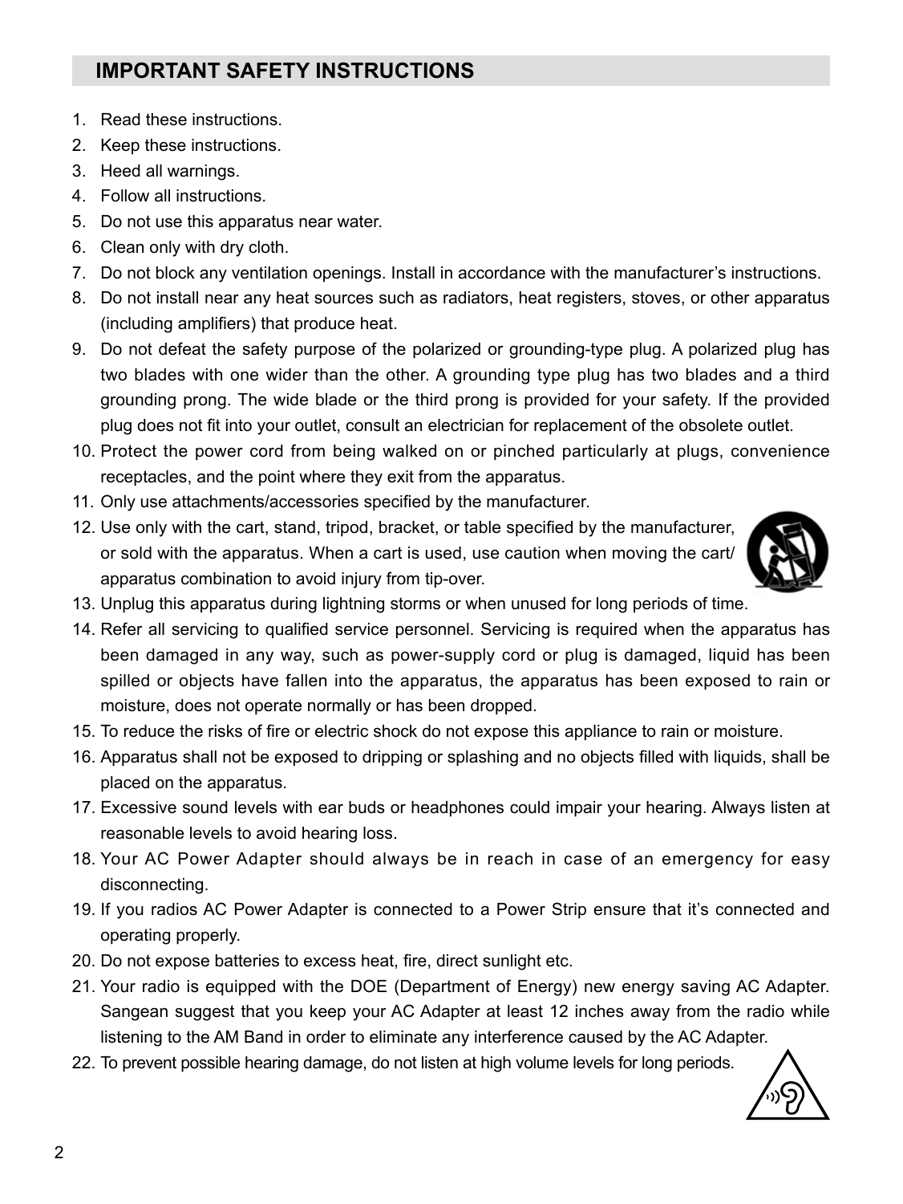## IMPORTANT SAFETY INSTRUCTIONS

1. Read these instructions.
2. Keep these instructions.
3. Heed all warnings.
4. Follow all instructions.
5. Do not use this apparatus near water.
6. Clean only with dry cloth.
7. Do not block any ventilation openings. Install in accordance with the manufacturer's instructions.
8. Do not install near any heat sources such as radiators, heat registers, stoves, or other apparatus (including amplifiers) that produce heat.
9. Do not defeat the safety purpose of the polarized or grounding-type plug. A polarized plug has two blades with one wider than the other. A grounding type plug has two blades and a third grounding prong. The wide blade or the third prong is provided for your safety. If the provided plug does not fit into your outlet, consult an electrician for replacement of the obsolete outlet.
10. Protect the power cord from being walked on or pinched particularly at plugs, convenience receptacles, and the point where they exit from the apparatus.
11. Only use attachments/accessories specified by the manufacturer.
12. Use only with the cart, stand, tripod, bracket, or table specified by the manufacturer, or sold with the apparatus. When a cart is used, use caution when moving the cart/apparatus combination to avoid injury from tip-over.
13. Unplug this apparatus during lightning storms or when unused for long periods of time.
14. Refer all servicing to qualified service personnel. Servicing is required when the apparatus has been damaged in any way, such as power-supply cord or plug is damaged, liquid has been spilled or objects have fallen into the apparatus, the apparatus has been exposed to rain or moisture, does not operate normally or has been dropped.
15. To reduce the risks of fire or electric shock do not expose this appliance to rain or moisture.
16. Apparatus shall not be exposed to dripping or splashing and no objects filled with liquids, shall be placed on the apparatus.
17. Excessive sound levels with ear buds or headphones could impair your hearing. Always listen at reasonable levels to avoid hearing loss.
18. Your AC Power Adapter should always be in reach in case of an emergency for easy disconnecting.
19. If you radios AC Power Adapter is connected to a Power Strip ensure that it's connected and operating properly.
20. Do not expose batteries to excess heat, fire, direct sunlight etc.
21. Your radio is equipped with the DOE (Department of Energy) new energy saving AC Adapter. Sangean suggest that you keep your AC Adapter at least 12 inches away from the radio while listening to the AM Band in order to eliminate any interference caused by the AC Adapter.
22. To prevent possible hearing damage, do not listen at high volume levels for long periods.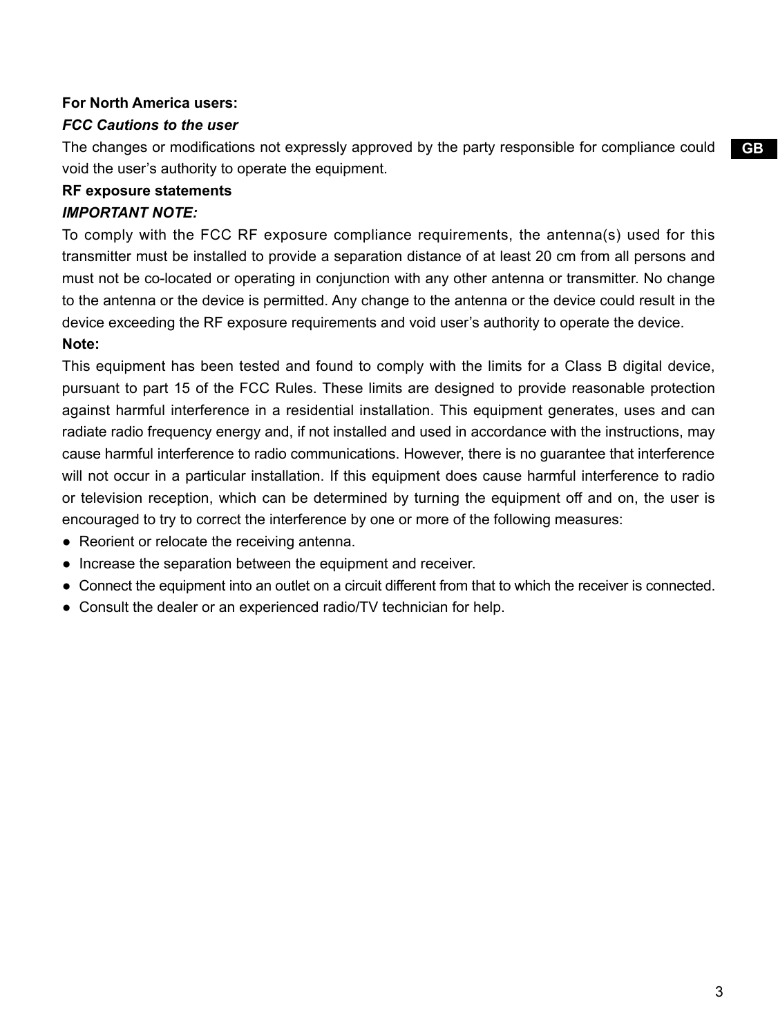**For North America users:**

***FCC Cautions to the user***

The changes or modifications not expressly approved by the party responsible for compliance could void the user's authority to operate the equipment.

**RF exposure statements**

***IMPORTANT NOTE:***

To comply with the FCC RF exposure compliance requirements, the antenna(s) used for this transmitter must be installed to provide a separation distance of at least 20 cm from all persons and must not be co-located or operating in conjunction with any other antenna or transmitter. No change to the antenna or the device is permitted. Any change to the antenna or the device could result in the device exceeding the RF exposure requirements and void user's authority to operate the device.

**Note:**

This equipment has been tested and found to comply with the limits for a Class B digital device, pursuant to part 15 of the FCC Rules. These limits are designed to provide reasonable protection against harmful interference in a residential installation. This equipment generates, uses and can radiate radio frequency energy and, if not installed and used in accordance with the instructions, may cause harmful interference to radio communications. However, there is no guarantee that interference will not occur in a particular installation. If this equipment does cause harmful interference to radio or television reception, which can be determined by turning the equipment off and on, the user is encouraged to try to correct the interference by one or more of the following measures:

- Reorient or relocate the receiving antenna.
- Increase the separation between the equipment and receiver.
- Connect the equipment into an outlet on a circuit different from that to which the receiver is connected.
- Consult the dealer or an experienced radio/TV technician for help.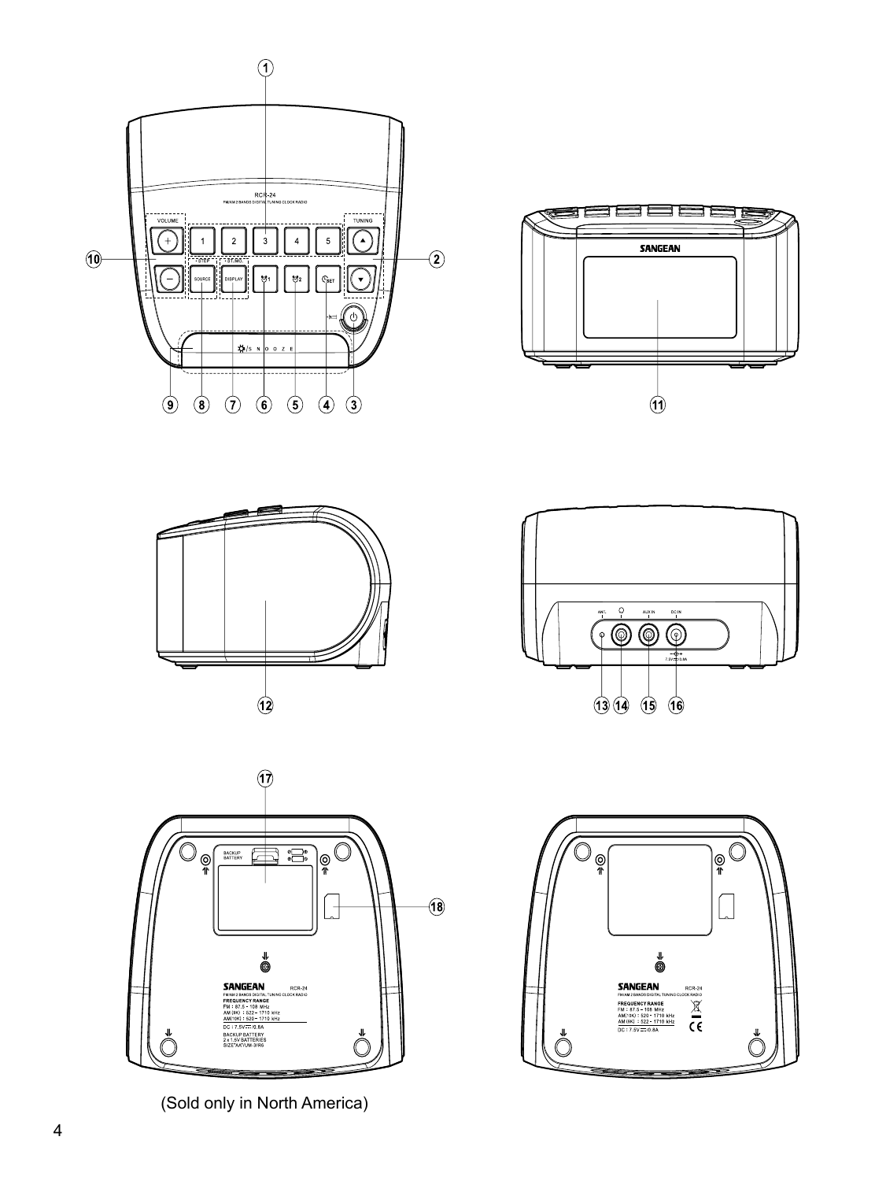(Sold only in North America)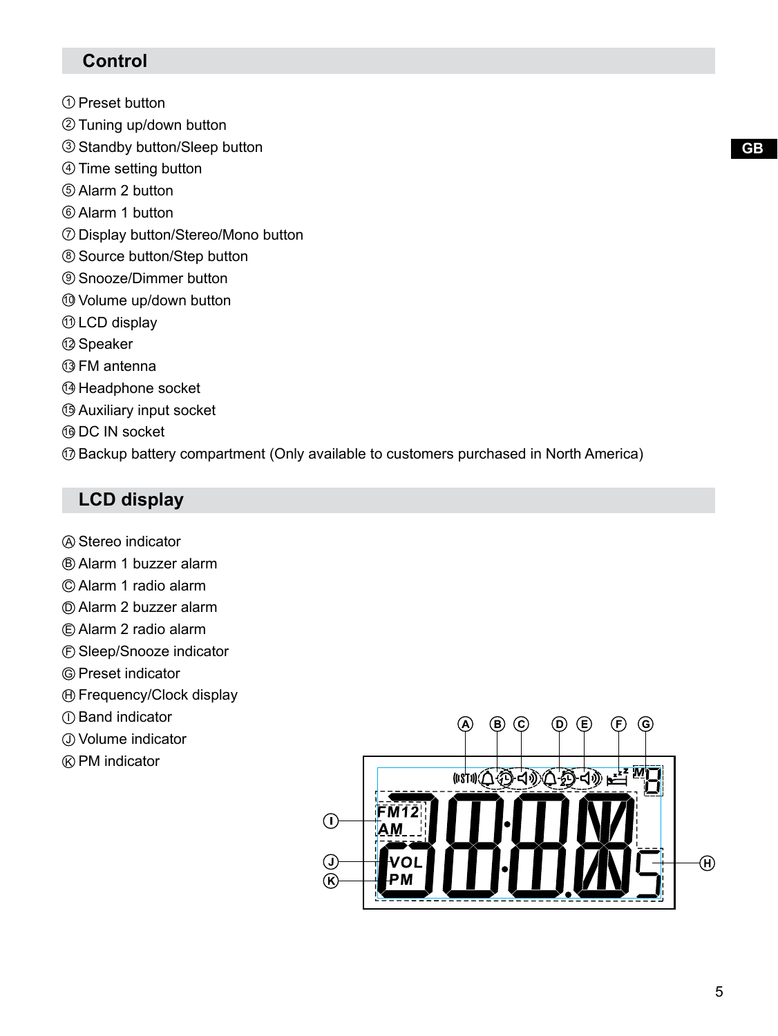## Control

① Preset button
② Tuning up/down button
③ Standby button/Sleep button
④ Time setting button
⑤ Alarm 2 button
⑥ Alarm 1 button
⑦ Display button/Stereo/Mono button
⑧ Source button/Step button
⑨ Snooze/Dimmer button
⑩ Volume up/down button
⑪ LCD display
⑫ Speaker
⑬ FM antenna
⑭ Headphone socket
⑮ Auxiliary input socket
⑯ DC IN socket
⑰ Backup battery compartment (Only available to customers purchased in North America)

## LCD display

Ⓐ Stereo indicator
Ⓑ Alarm 1 buzzer alarm
Ⓒ Alarm 1 radio alarm
Ⓓ Alarm 2 buzzer alarm
Ⓔ Alarm 2 radio alarm
Ⓕ Sleep/Snooze indicator
Ⓖ Preset indicator
Ⓗ Frequency/Clock display
Ⓘ Band indicator
Ⓙ Volume indicator
Ⓚ PM indicator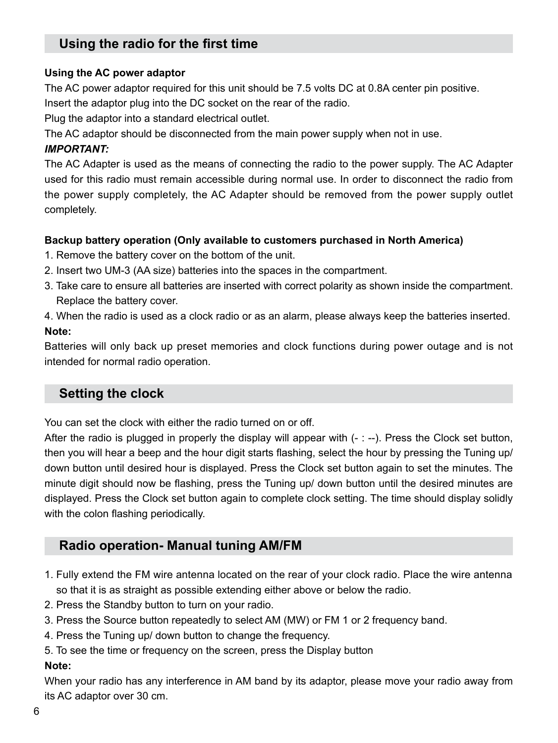## Using the radio for the first time

**Using the AC power adaptor**

The AC power adaptor required for this unit should be 7.5 volts DC at 0.8A center pin positive.
Insert the adaptor plug into the DC socket on the rear of the radio.
Plug the adaptor into a standard electrical outlet.
The AC adaptor should be disconnected from the main power supply when not in use.

***IMPORTANT:***

The AC Adapter is used as the means of connecting the radio to the power supply. The AC Adapter used for this radio must remain accessible during normal use. In order to disconnect the radio from the power supply completely, the AC Adapter should be removed from the power supply outlet completely.

**Backup battery operation (Only available to customers purchased in North America)**

1. Remove the battery cover on the bottom of the unit.
2. Insert two UM-3 (AA size) batteries into the spaces in the compartment.
3. Take care to ensure all batteries are inserted with correct polarity as shown inside the compartment. Replace the battery cover.
4. When the radio is used as a clock radio or as an alarm, please always keep the batteries inserted.

**Note:**

Batteries will only back up preset memories and clock functions during power outage and is not intended for normal radio operation.

## Setting the clock

You can set the clock with either the radio turned on or off.
After the radio is plugged in properly the display will appear with (- : --). Press the Clock set button, then you will hear a beep and the hour digit starts flashing, select the hour by pressing the Tuning up/ down button until desired hour is displayed. Press the Clock set button again to set the minutes. The minute digit should now be flashing, press the Tuning up/ down button until the desired minutes are displayed. Press the Clock set button again to complete clock setting. The time should display solidly with the colon flashing periodically.

## Radio operation- Manual tuning AM/FM

1. Fully extend the FM wire antenna located on the rear of your clock radio. Place the wire antenna so that it is as straight as possible extending either above or below the radio.
2. Press the Standby button to turn on your radio.
3. Press the Source button repeatedly to select AM (MW) or FM 1 or 2 frequency band.
4. Press the Tuning up/ down button to change the frequency.
5. To see the time or frequency on the screen, press the Display button

**Note:**

When your radio has any interference in AM band by its adaptor, please move your radio away from its AC adaptor over 30 cm.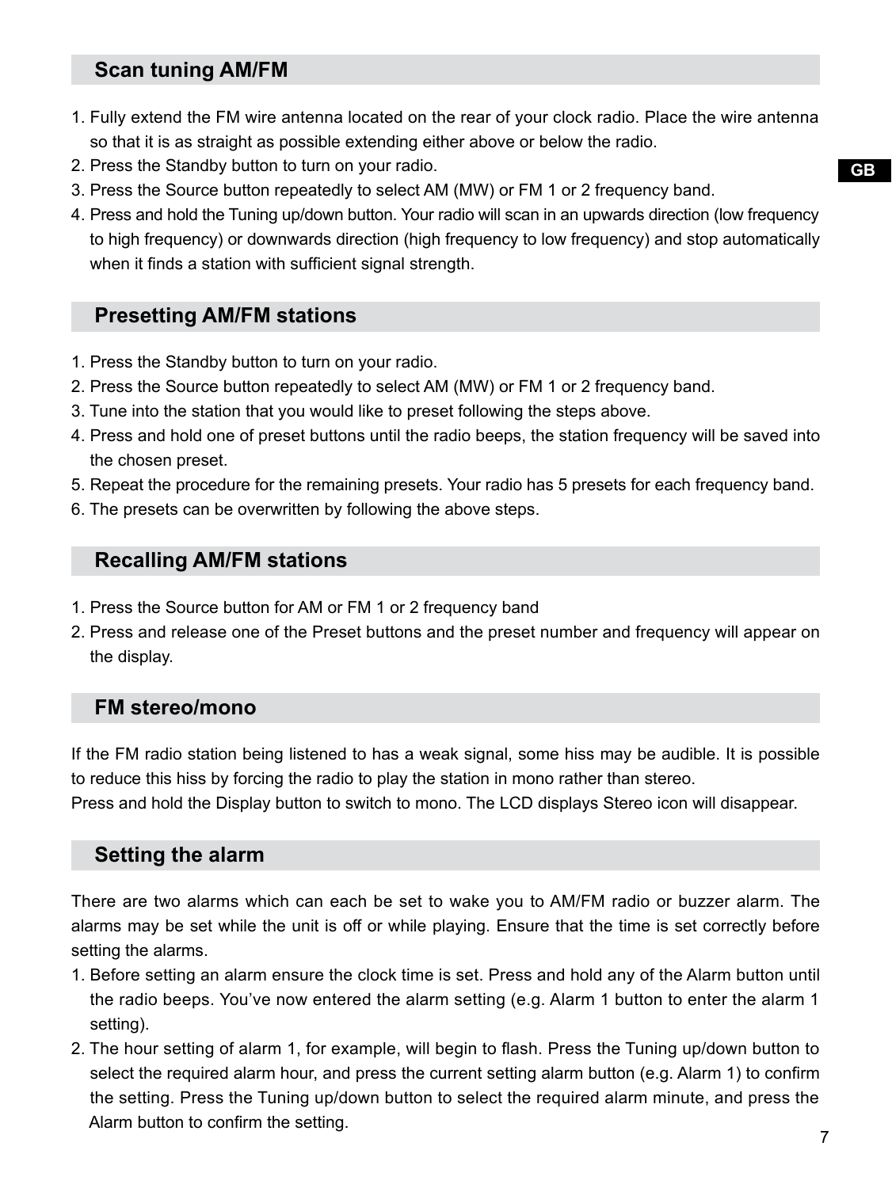## Scan tuning AM/FM

1. Fully extend the FM wire antenna located on the rear of your clock radio. Place the wire antenna so that it is as straight as possible extending either above or below the radio.
2. Press the Standby button to turn on your radio.
3. Press the Source button repeatedly to select AM (MW) or FM 1 or 2 frequency band.
4. Press and hold the Tuning up/down button. Your radio will scan in an upwards direction (low frequency to high frequency) or downwards direction (high frequency to low frequency) and stop automatically when it finds a station with sufficient signal strength.

## Presetting AM/FM stations

1. Press the Standby button to turn on your radio.
2. Press the Source button repeatedly to select AM (MW) or FM 1 or 2 frequency band.
3. Tune into the station that you would like to preset following the steps above.
4. Press and hold one of preset buttons until the radio beeps, the station frequency will be saved into the chosen preset.
5. Repeat the procedure for the remaining presets. Your radio has 5 presets for each frequency band.
6. The presets can be overwritten by following the above steps.

## Recalling AM/FM stations

1. Press the Source button for AM or FM 1 or 2 frequency band
2. Press and release one of the Preset buttons and the preset number and frequency will appear on the display.

## FM stereo/mono

If the FM radio station being listened to has a weak signal, some hiss may be audible. It is possible to reduce this hiss by forcing the radio to play the station in mono rather than stereo.
Press and hold the Display button to switch to mono. The LCD displays Stereo icon will disappear.

## Setting the alarm

There are two alarms which can each be set to wake you to AM/FM radio or buzzer alarm. The alarms may be set while the unit is off or while playing. Ensure that the time is set correctly before setting the alarms.

1. Before setting an alarm ensure the clock time is set. Press and hold any of the Alarm button until the radio beeps. You've now entered the alarm setting (e.g. Alarm 1 button to enter the alarm 1 setting).
2. The hour setting of alarm 1, for example, will begin to flash. Press the Tuning up/down button to select the required alarm hour, and press the current setting alarm button (e.g. Alarm 1) to confirm the setting. Press the Tuning up/down button to select the required alarm minute, and press the Alarm button to confirm the setting.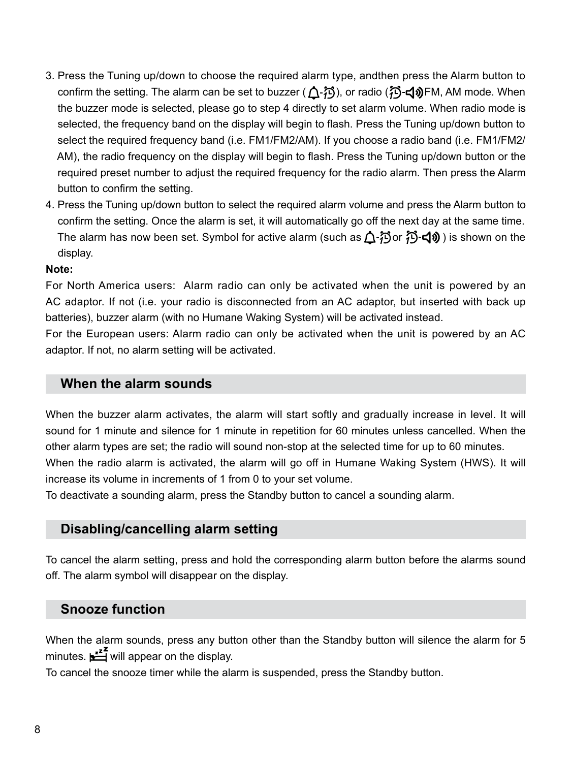3. Press the Tuning up/down to choose the required alarm type, andthen press the Alarm button to confirm the setting. The alarm can be set to buzzer ( - ), or radio ( - FM, AM mode. When the buzzer mode is selected, please go to step 4 directly to set alarm volume. When radio mode is selected, the frequency band on the display will begin to flash. Press the Tuning up/down button to select the required frequency band (i.e. FM1/FM2/AM). If you choose a radio band (i.e. FM1/FM2/ AM), the radio frequency on the display will begin to flash. Press the Tuning up/down button or the required preset number to adjust the required frequency for the radio alarm. Then press the Alarm button to confirm the setting.
4. Press the Tuning up/down button to select the required alarm volume and press the Alarm button to confirm the setting. Once the alarm is set, it will automatically go off the next day at the same time. The alarm has now been set. Symbol for active alarm (such as - or - ) is shown on the display.

**Note:**

For North America users: Alarm radio can only be activated when the unit is powered by an AC adaptor. If not (i.e. your radio is disconnected from an AC adaptor, but inserted with back up batteries), buzzer alarm (with no Humane Waking System) will be activated instead.

For the European users: Alarm radio can only be activated when the unit is powered by an AC adaptor. If not, no alarm setting will be activated.

## When the alarm sounds

When the buzzer alarm activates, the alarm will start softly and gradually increase in level. It will sound for 1 minute and silence for 1 minute in repetition for 60 minutes unless cancelled. When the other alarm types are set; the radio will sound non-stop at the selected time for up to 60 minutes.

When the radio alarm is activated, the alarm will go off in Humane Waking System (HWS). It will increase its volume in increments of 1 from 0 to your set volume.

To deactivate a sounding alarm, press the Standby button to cancel a sounding alarm.

## Disabling/cancelling alarm setting

To cancel the alarm setting, press and hold the corresponding alarm button before the alarms sound off. The alarm symbol will disappear on the display.

## Snooze function

When the alarm sounds, press any button other than the Standby button will silence the alarm for 5 minutes. will appear on the display.

To cancel the snooze timer while the alarm is suspended, press the Standby button.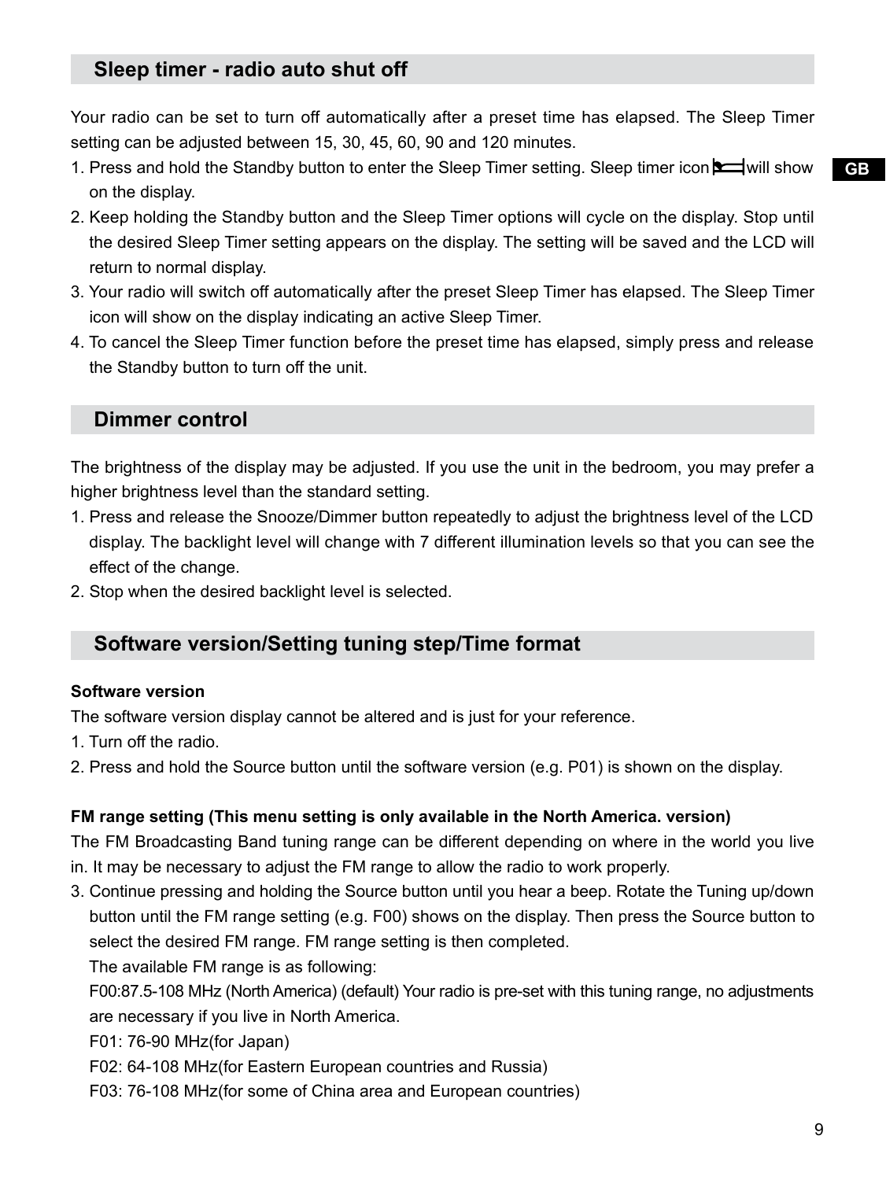## Sleep timer - radio auto shut off

Your radio can be set to turn off automatically after a preset time has elapsed. The Sleep Timer setting can be adjusted between 15, 30, 45, 60, 90 and 120 minutes.

1. Press and hold the Standby button to enter the Sleep Timer setting. Sleep timer icon will show on the display.
2. Keep holding the Standby button and the Sleep Timer options will cycle on the display. Stop until the desired Sleep Timer setting appears on the display. The setting will be saved and the LCD will return to normal display.
3. Your radio will switch off automatically after the preset Sleep Timer has elapsed. The Sleep Timer icon will show on the display indicating an active Sleep Timer.
4. To cancel the Sleep Timer function before the preset time has elapsed, simply press and release the Standby button to turn off the unit.

## Dimmer control

The brightness of the display may be adjusted. If you use the unit in the bedroom, you may prefer a higher brightness level than the standard setting.

1. Press and release the Snooze/Dimmer button repeatedly to adjust the brightness level of the LCD display. The backlight level will change with 7 different illumination levels so that you can see the effect of the change.
2. Stop when the desired backlight level is selected.

## Software version/Setting tuning step/Time format

**Software version**

The software version display cannot be altered and is just for your reference.

1. Turn off the radio.
2. Press and hold the Source button until the software version (e.g. P01) is shown on the display.

**FM range setting (This menu setting is only available in the North America. version)**

The FM Broadcasting Band tuning range can be different depending on where in the world you live in. It may be necessary to adjust the FM range to allow the radio to work properly.

3. Continue pressing and holding the Source button until you hear a beep. Rotate the Tuning up/down button until the FM range setting (e.g. F00) shows on the display. Then press the Source button to select the desired FM range. FM range setting is then completed.

   The available FM range is as following:

   F00:87.5-108 MHz (North America) (default) Your radio is pre-set with this tuning range, no adjustments are necessary if you live in North America.

   F01: 76-90 MHz(for Japan)

   F02: 64-108 MHz(for Eastern European countries and Russia)

   F03: 76-108 MHz(for some of China area and European countries)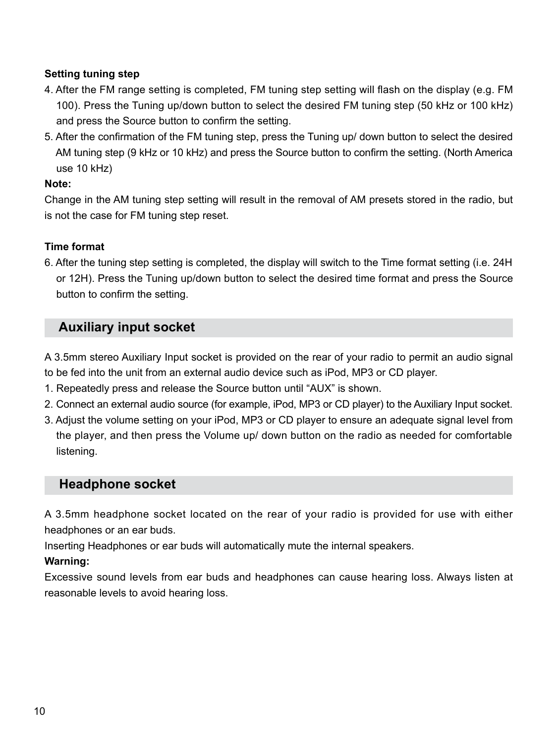**Setting tuning step**

4. After the FM range setting is completed, FM tuning step setting will flash on the display (e.g. FM 100). Press the Tuning up/down button to select the desired FM tuning step (50 kHz or 100 kHz) and press the Source button to confirm the setting.
5. After the confirmation of the FM tuning step, press the Tuning up/ down button to select the desired AM tuning step (9 kHz or 10 kHz) and press the Source button to confirm the setting. (North America use 10 kHz)

**Note:**

Change in the AM tuning step setting will result in the removal of AM presets stored in the radio, but is not the case for FM tuning step reset.

**Time format**

6. After the tuning step setting is completed, the display will switch to the Time format setting (i.e. 24H or 12H). Press the Tuning up/down button to select the desired time format and press the Source button to confirm the setting.

## Auxiliary input socket

A 3.5mm stereo Auxiliary Input socket is provided on the rear of your radio to permit an audio signal to be fed into the unit from an external audio device such as iPod, MP3 or CD player.

1. Repeatedly press and release the Source button until “AUX” is shown.
2. Connect an external audio source (for example, iPod, MP3 or CD player) to the Auxiliary Input socket.
3. Adjust the volume setting on your iPod, MP3 or CD player to ensure an adequate signal level from the player, and then press the Volume up/ down button on the radio as needed for comfortable listening.

## Headphone socket

A 3.5mm headphone socket located on the rear of your radio is provided for use with either headphones or an ear buds.

Inserting Headphones or ear buds will automatically mute the internal speakers.

**Warning:**

Excessive sound levels from ear buds and headphones can cause hearing loss. Always listen at reasonable levels to avoid hearing loss.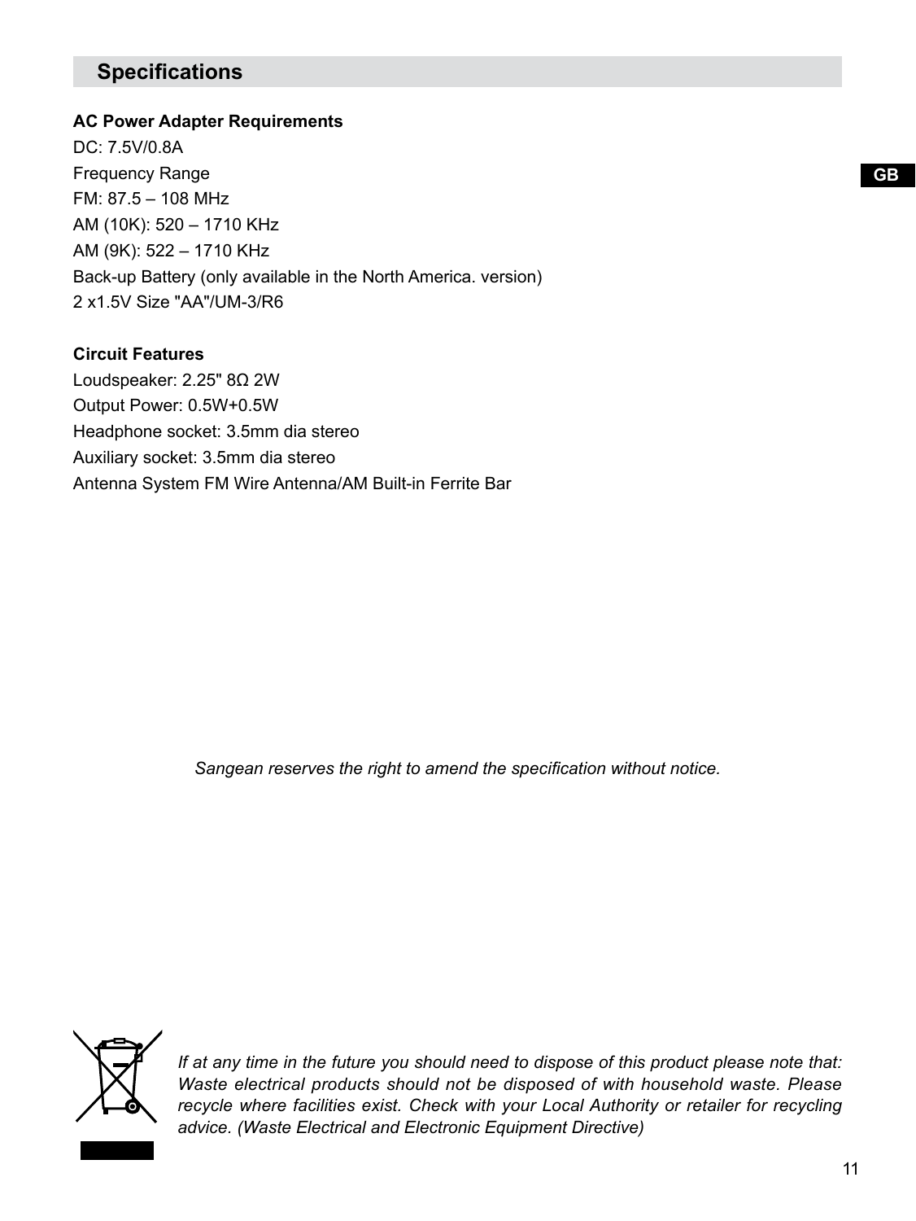## Specifications

**AC Power Adapter Requirements**

DC: 7.5V/0.8A

Frequency Range

FM: 87.5 – 108 MHz

AM (10K): 520 – 1710 KHz

AM (9K): 522 – 1710 KHz

Back-up Battery (only available in the North America. version)

2 x1.5V Size "AA"/UM-3/R6

**Circuit Features**

Loudspeaker: 2.25" 8Ω 2W

Output Power: 0.5W+0.5W

Headphone socket: 3.5mm dia stereo

Auxiliary socket: 3.5mm dia stereo

Antenna System FM Wire Antenna/AM Built-in Ferrite Bar

*Sangean reserves the right to amend the specification without notice.*

*If at any time in the future you should need to dispose of this product please note that: Waste electrical products should not be disposed of with household waste. Please recycle where facilities exist. Check with your Local Authority or retailer for recycling advice. (Waste Electrical and Electronic Equipment Directive)*